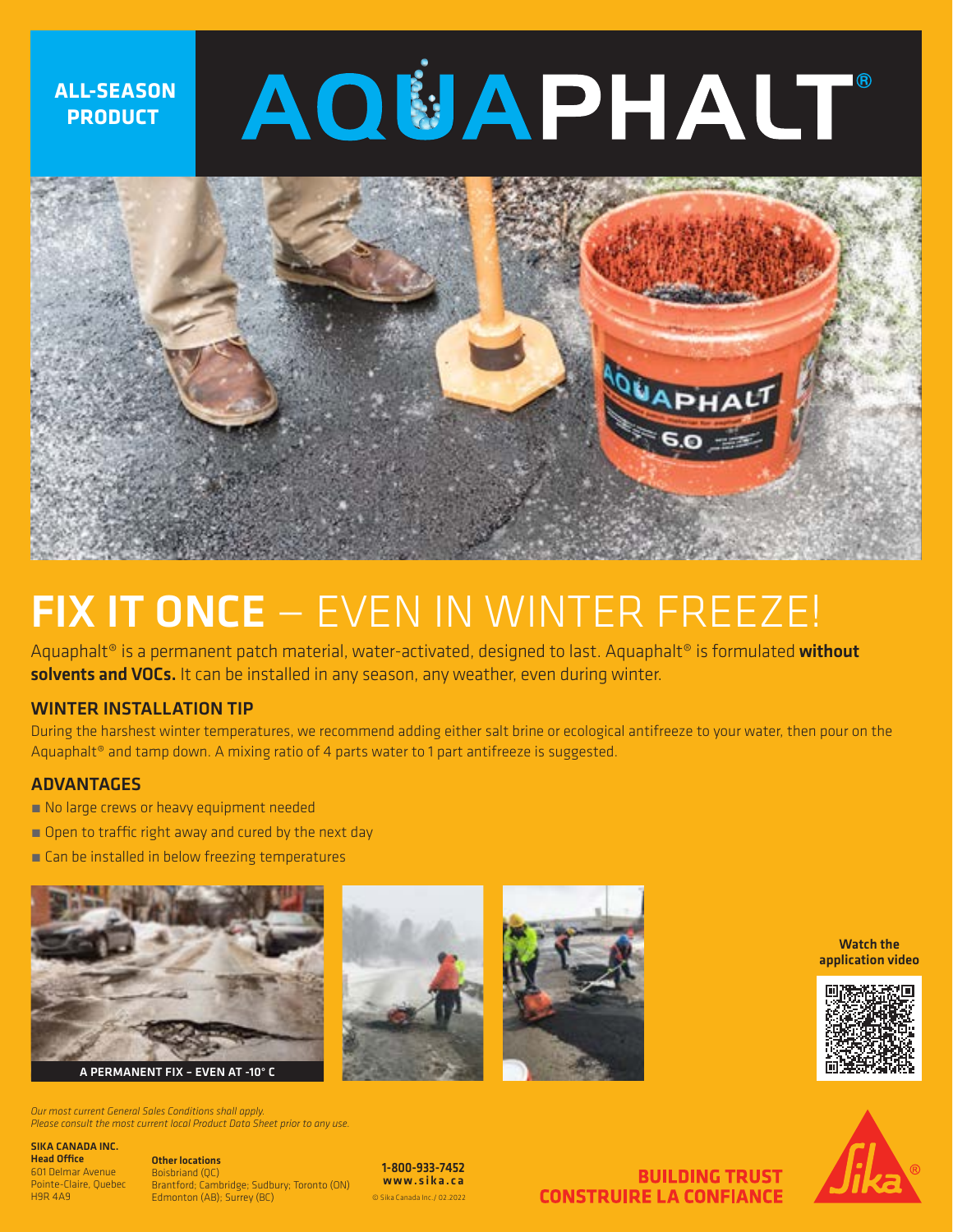**ALL-SEASON PRODUCT**

# AQUAPHALT®

## FIX IT ONCE – EVEN IN WINTER FREEZE!

Aquaphalt® is a permanent patch material, water-activated, designed to last. Aquaphalt® is formulated **without solvents and VOCs.** It can be installed in any season, any weather, even during winter.

### WINTER INSTALLATION TIP

During the harshest winter temperatures, we recommend adding either salt brine or ecological antifreeze to your water, then pour on the Aquaphalt® and tamp down. A mixing ratio of 4 parts water to 1 part antifreeze is suggested.

### ADVANTAGES

- No large crews or heavy equipment needed
- Open to traffic right away and cured by the next day
- Can be installed in below freezing temperatures

A PERMANENT FIX – EVEN AT -10° C

Watch the application video

*Our most current General Sales Conditions shall apply.*
*Please consult the most current local Product Data Sheet prior to any use.*

**SIKA CANADA INC.**
**Head Office**
601 Delmar Avenue
Pointe-Claire, Quebec
H9R 4A9

**Other locations**
Boisbriand (QC)
Brantford; Cambridge; Sudbury; Toronto (ON)
Edmonton (AB); Surrey (BC)

**1-800-933-7452**
**www.sika.ca**
© Sika Canada Inc. / 02.2022

**BUILDING TRUST**
**CONSTRUIRE LA CONFIANCE**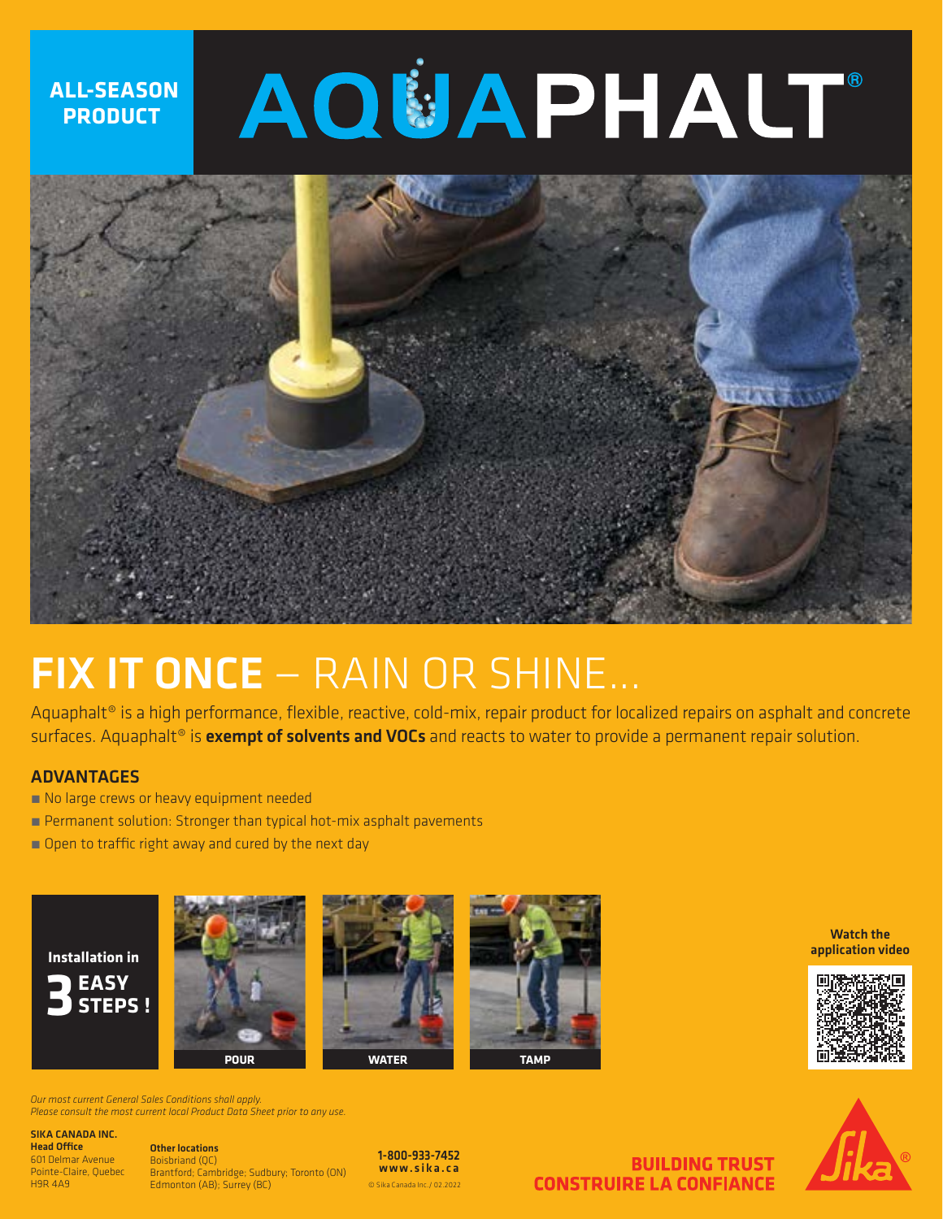**ALL-SEASON PRODUCT**

# AQUAPHALT®

## FIX IT ONCE – RAIN OR SHINE...

Aquaphalt® is a high performance, flexible, reactive, cold-mix, repair product for localized repairs on asphalt and concrete surfaces. Aquaphalt® is **exempt of solvents and VOCs** and reacts to water to provide a permanent repair solution.

### ADVANTAGES

- No large crews or heavy equipment needed
- Permanent solution: Stronger than typical hot-mix asphalt pavements
- Open to traffic right away and cured by the next day

**Installation in 3 EASY STEPS !**

POUR

WATER

TAMP

**Watch the application video**

*Our most current General Sales Conditions shall apply.*
*Please consult the most current local Product Data Sheet prior to any use.*

**SIKA CANADA INC.**
**Head Office**
601 Delmar Avenue
Pointe-Claire, Quebec
H9R 4A9

**Other locations**
Boisbriand (QC)
Brantford; Cambridge; Sudbury; Toronto (ON)
Edmonton (AB); Surrey (BC)

**1-800-933-7452**
**www.sika.ca**
© Sika Canada Inc. / 02.2022

**BUILDING TRUST**
**CONSTRUIRE LA CONFIANCE**